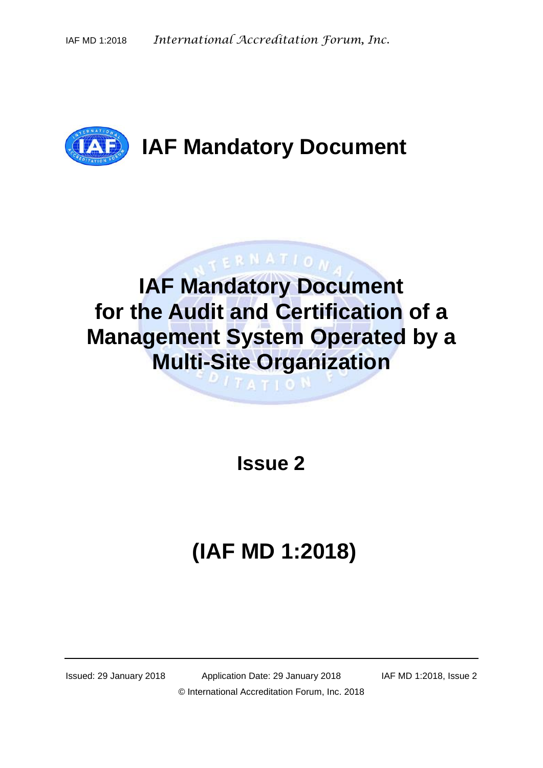# IAF Mandatory Document

# IAF Mandatory Document for the Audit and Certification of a Management System Operated by a Multi-Site Organization

## Issue 2

## (IAF MD 1:2018)

Issued: 29 January 2018 Application Date: 29 January 2018 IAF MD 1:2018, Issue 2

© International Accreditation Forum, Inc. 2018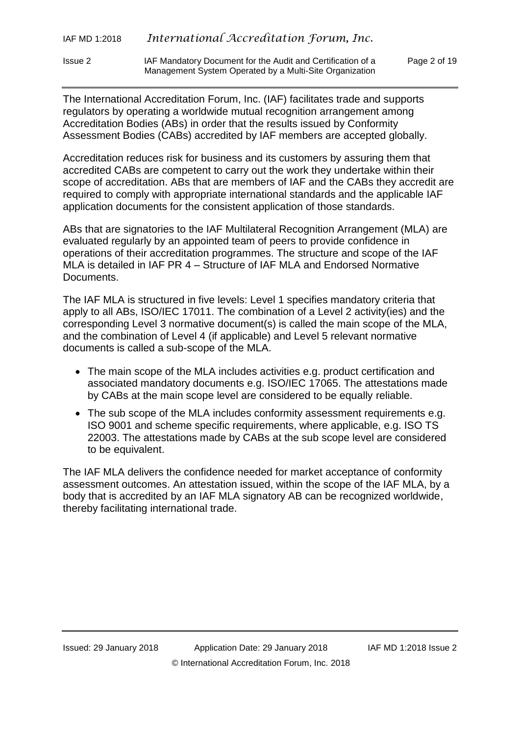The International Accreditation Forum, Inc. (IAF) facilitates trade and supports regulators by operating a worldwide mutual recognition arrangement among Accreditation Bodies (ABs) in order that the results issued by Conformity Assessment Bodies (CABs) accredited by IAF members are accepted globally.

Accreditation reduces risk for business and its customers by assuring them that accredited CABs are competent to carry out the work they undertake within their scope of accreditation. ABs that are members of IAF and the CABs they accredit are required to comply with appropriate international standards and the applicable IAF application documents for the consistent application of those standards.

ABs that are signatories to the IAF Multilateral Recognition Arrangement (MLA) are evaluated regularly by an appointed team of peers to provide confidence in operations of their accreditation programmes. The structure and scope of the IAF MLA is detailed in IAF PR 4 – Structure of IAF MLA and Endorsed Normative Documents.

The IAF MLA is structured in five levels: Level 1 specifies mandatory criteria that apply to all ABs, ISO/IEC 17011. The combination of a Level 2 activity(ies) and the corresponding Level 3 normative document(s) is called the main scope of the MLA, and the combination of Level 4 (if applicable) and Level 5 relevant normative documents is called a sub-scope of the MLA.

- The main scope of the MLA includes activities e.g. product certification and associated mandatory documents e.g. ISO/IEC 17065. The attestations made by CABs at the main scope level are considered to be equally reliable.
- The sub scope of the MLA includes conformity assessment requirements e.g. ISO 9001 and scheme specific requirements, where applicable, e.g. ISO TS 22003. The attestations made by CABs at the sub scope level are considered to be equivalent.

The IAF MLA delivers the confidence needed for market acceptance of conformity assessment outcomes. An attestation issued, within the scope of the IAF MLA, by a body that is accredited by an IAF MLA signatory AB can be recognized worldwide, thereby facilitating international trade.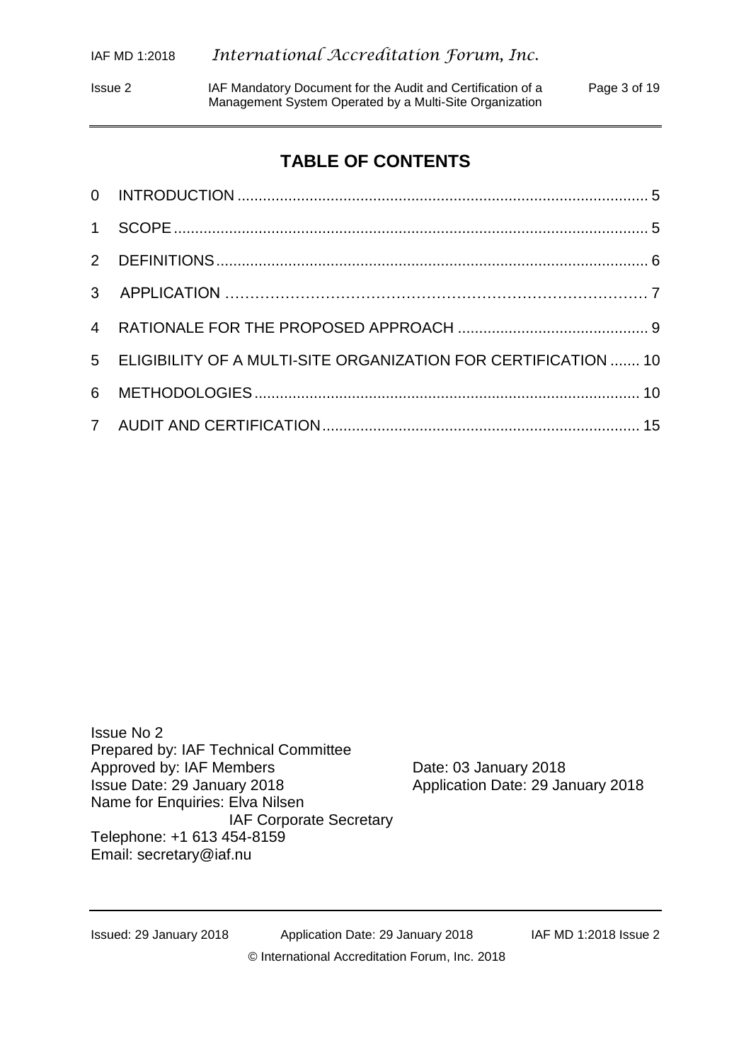## TABLE OF CONTENTS

| | | |
|---|---|---|
| 0 | INTRODUCTION | 5 |
| 1 | SCOPE | 5 |
| 2 | DEFINITIONS | 6 |
| 3 | APPLICATION | 7 |
| 4 | RATIONALE FOR THE PROPOSED APPROACH | 9 |
| 5 | ELIGIBILITY OF A MULTI-SITE ORGANIZATION FOR CERTIFICATION | 10 |
| 6 | METHODOLOGIES | 10 |
| 7 | AUDIT AND CERTIFICATION | 15 |

Issue No 2
Prepared by: IAF Technical Committee
Approved by: IAF Members    Date: 03 January 2018
Issue Date: 29 January 2018    Application Date: 29 January 2018
Name for Enquiries: Elva Nilsen
IAF Corporate Secretary
Telephone: +1 613 454-8159
Email: secretary@iaf.nu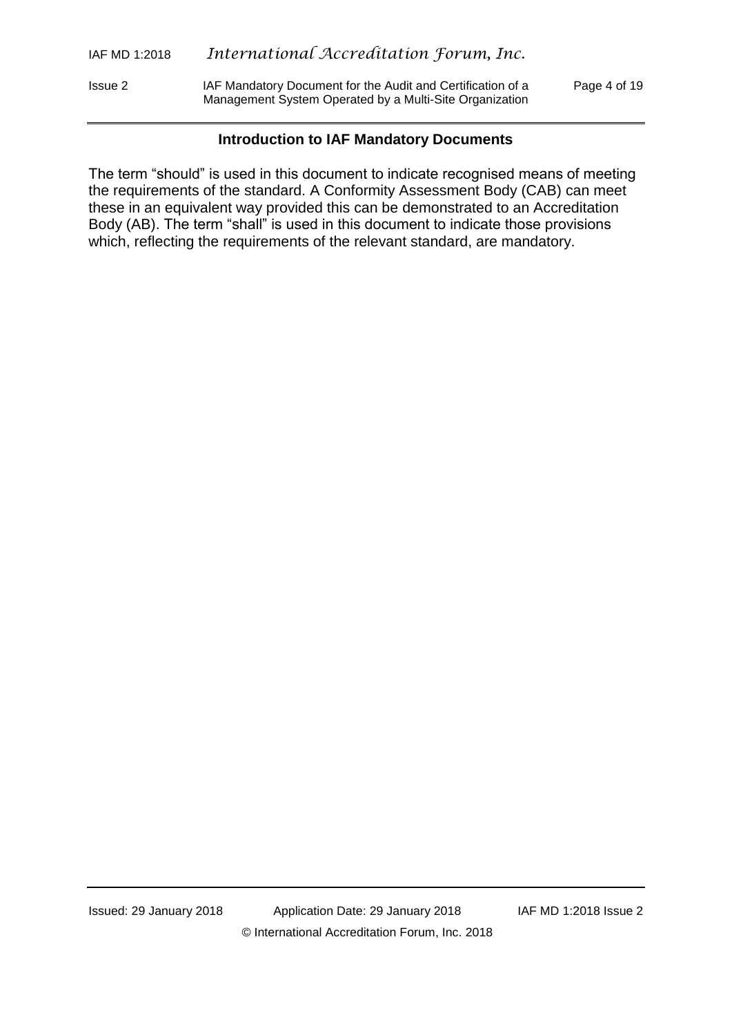## Introduction to IAF Mandatory Documents

The term “should” is used in this document to indicate recognised means of meeting the requirements of the standard. A Conformity Assessment Body (CAB) can meet these in an equivalent way provided this can be demonstrated to an Accreditation Body (AB). The term “shall” is used in this document to indicate those provisions which, reflecting the requirements of the relevant standard, are mandatory.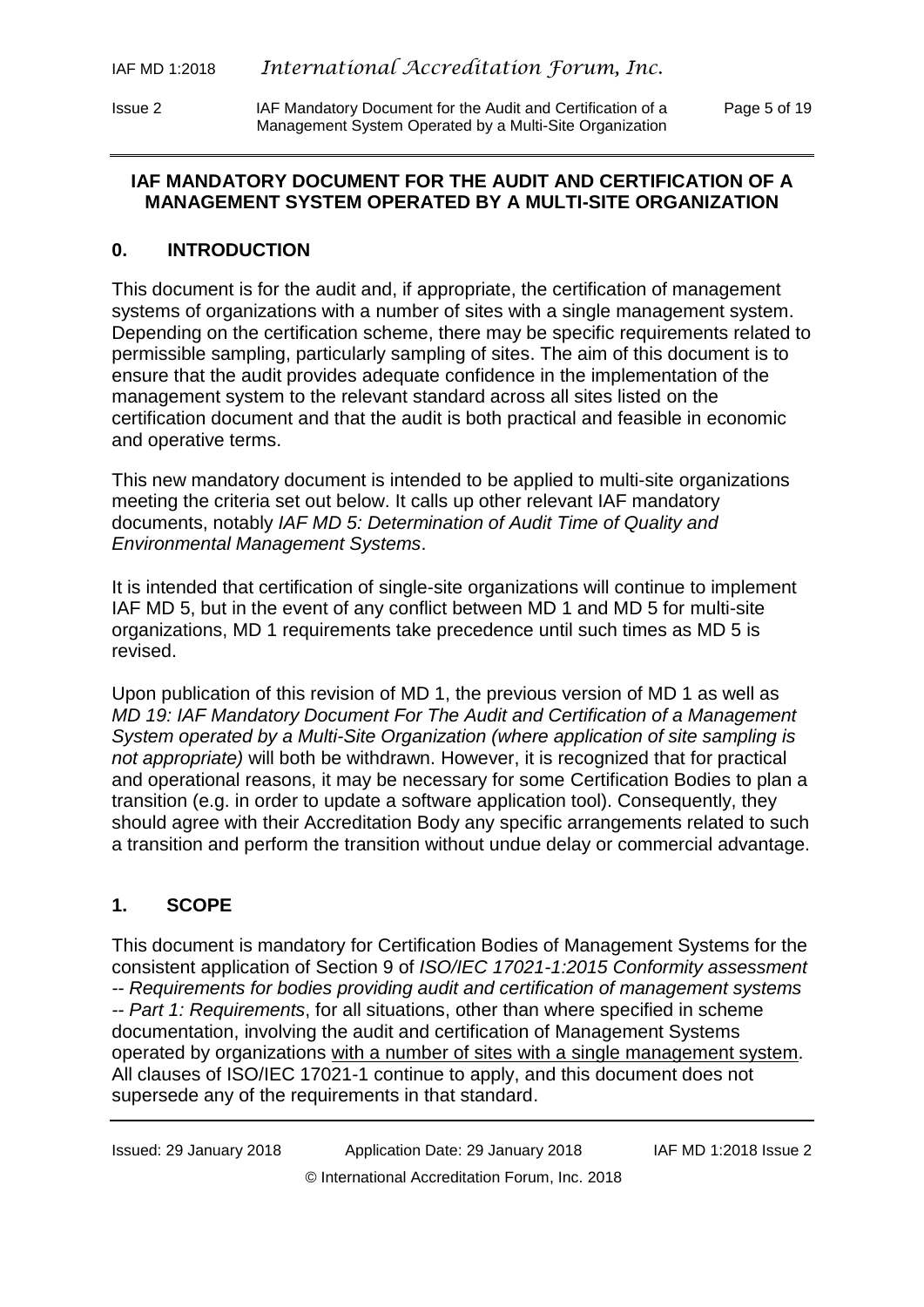**IAF MANDATORY DOCUMENT FOR THE AUDIT AND CERTIFICATION OF A MANAGEMENT SYSTEM OPERATED BY A MULTI-SITE ORGANIZATION**

## 0. INTRODUCTION

This document is for the audit and, if appropriate, the certification of management systems of organizations with a number of sites with a single management system. Depending on the certification scheme, there may be specific requirements related to permissible sampling, particularly sampling of sites. The aim of this document is to ensure that the audit provides adequate confidence in the implementation of the management system to the relevant standard across all sites listed on the certification document and that the audit is both practical and feasible in economic and operative terms.

This new mandatory document is intended to be applied to multi-site organizations meeting the criteria set out below. It calls up other relevant IAF mandatory documents, notably *IAF MD 5: Determination of Audit Time of Quality and Environmental Management Systems*.

It is intended that certification of single-site organizations will continue to implement IAF MD 5, but in the event of any conflict between MD 1 and MD 5 for multi-site organizations, MD 1 requirements take precedence until such times as MD 5 is revised.

Upon publication of this revision of MD 1, the previous version of MD 1 as well as *MD 19: IAF Mandatory Document For The Audit and Certification of a Management System operated by a Multi-Site Organization (where application of site sampling is not appropriate)* will both be withdrawn. However, it is recognized that for practical and operational reasons, it may be necessary for some Certification Bodies to plan a transition (e.g. in order to update a software application tool). Consequently, they should agree with their Accreditation Body any specific arrangements related to such a transition and perform the transition without undue delay or commercial advantage.

## 1. SCOPE

This document is mandatory for Certification Bodies of Management Systems for the consistent application of Section 9 of *ISO/IEC 17021-1:2015 Conformity assessment -- Requirements for bodies providing audit and certification of management systems -- Part 1: Requirements*, for all situations, other than where specified in scheme documentation, involving the audit and certification of Management Systems operated by organizations with a number of sites with a single management system. All clauses of ISO/IEC 17021-1 continue to apply, and this document does not supersede any of the requirements in that standard.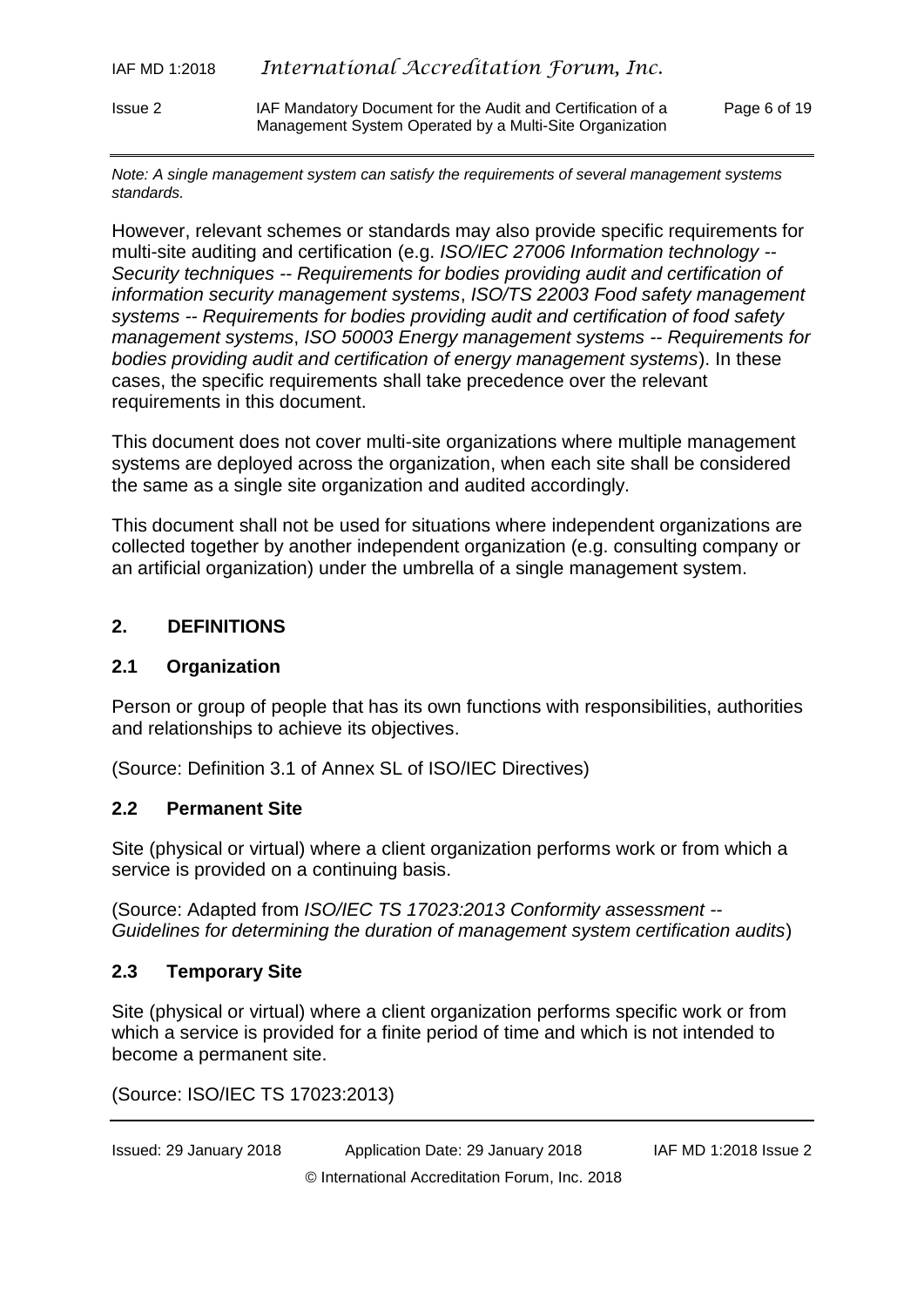*Note: A single management system can satisfy the requirements of several management systems standards.*

However, relevant schemes or standards may also provide specific requirements for multi-site auditing and certification (e.g. *ISO/IEC 27006 Information technology -- Security techniques -- Requirements for bodies providing audit and certification of information security management systems*, *ISO/TS 22003 Food safety management systems -- Requirements for bodies providing audit and certification of food safety management systems*, *ISO 50003 Energy management systems -- Requirements for bodies providing audit and certification of energy management systems*). In these cases, the specific requirements shall take precedence over the relevant requirements in this document.

This document does not cover multi-site organizations where multiple management systems are deployed across the organization, when each site shall be considered the same as a single site organization and audited accordingly.

This document shall not be used for situations where independent organizations are collected together by another independent organization (e.g. consulting company or an artificial organization) under the umbrella of a single management system.

## 2. DEFINITIONS

### 2.1 Organization

Person or group of people that has its own functions with responsibilities, authorities and relationships to achieve its objectives.

(Source: Definition 3.1 of Annex SL of ISO/IEC Directives)

### 2.2 Permanent Site

Site (physical or virtual) where a client organization performs work or from which a service is provided on a continuing basis.

(Source: Adapted from *ISO/IEC TS 17023:2013 Conformity assessment -- Guidelines for determining the duration of management system certification audits*)

### 2.3 Temporary Site

Site (physical or virtual) where a client organization performs specific work or from which a service is provided for a finite period of time and which is not intended to become a permanent site.

(Source: ISO/IEC TS 17023:2013)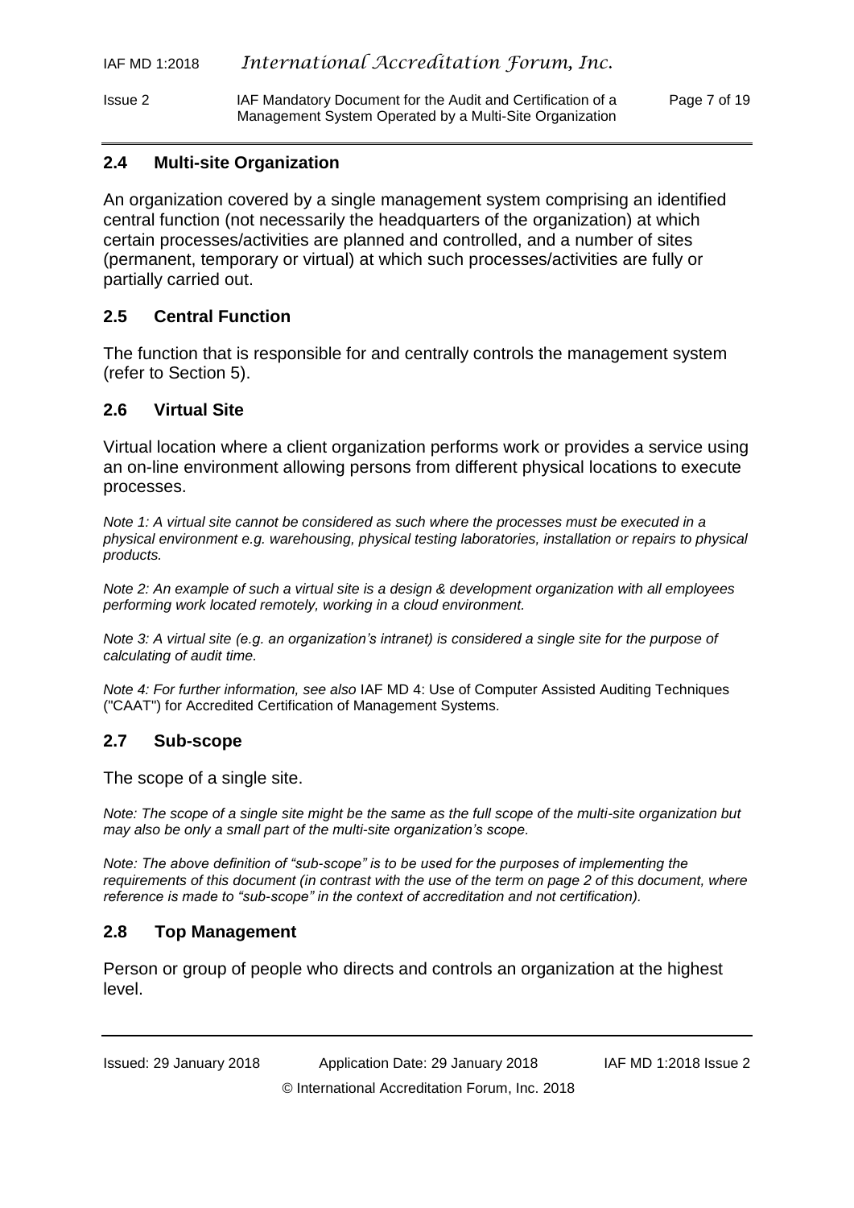## 2.4 Multi-site Organization

An organization covered by a single management system comprising an identified central function (not necessarily the headquarters of the organization) at which certain processes/activities are planned and controlled, and a number of sites (permanent, temporary or virtual) at which such processes/activities are fully or partially carried out.

## 2.5 Central Function

The function that is responsible for and centrally controls the management system (refer to Section 5).

## 2.6 Virtual Site

Virtual location where a client organization performs work or provides a service using an on-line environment allowing persons from different physical locations to execute processes.

*Note 1: A virtual site cannot be considered as such where the processes must be executed in a physical environment e.g. warehousing, physical testing laboratories, installation or repairs to physical products.*

*Note 2: An example of such a virtual site is a design & development organization with all employees performing work located remotely, working in a cloud environment.*

*Note 3: A virtual site (e.g. an organization's intranet) is considered a single site for the purpose of calculating of audit time.*

*Note 4: For further information, see also* IAF MD 4: Use of Computer Assisted Auditing Techniques ("CAAT") for Accredited Certification of Management Systems.

## 2.7 Sub-scope

The scope of a single site.

*Note: The scope of a single site might be the same as the full scope of the multi-site organization but may also be only a small part of the multi-site organization's scope.*

*Note: The above definition of "sub-scope" is to be used for the purposes of implementing the requirements of this document (in contrast with the use of the term on page 2 of this document, where reference is made to "sub-scope" in the context of accreditation and not certification).*

## 2.8 Top Management

Person or group of people who directs and controls an organization at the highest level.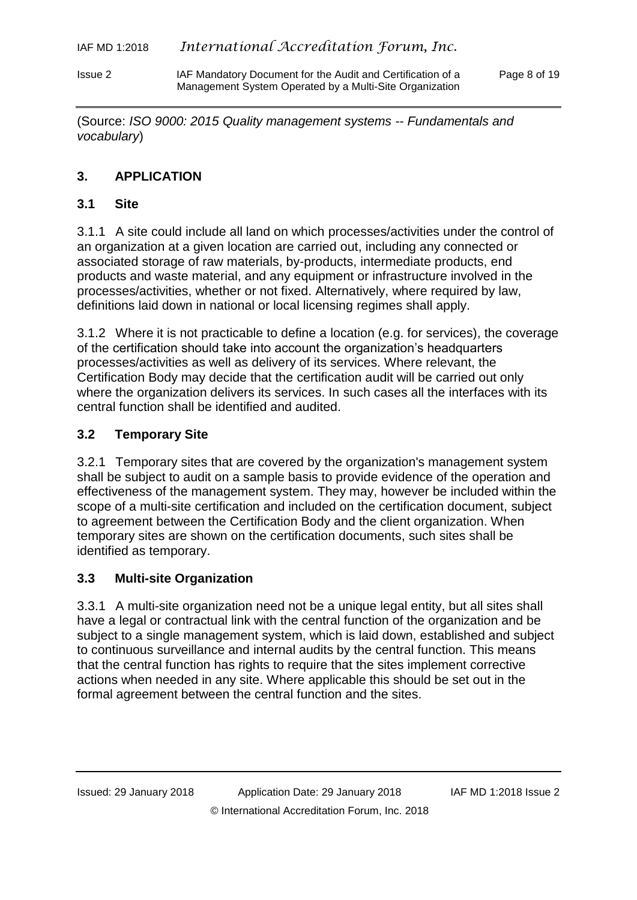(Source: *ISO 9000: 2015 Quality management systems -- Fundamentals and vocabulary*)

## 3. APPLICATION

### 3.1 Site

3.1.1 A site could include all land on which processes/activities under the control of an organization at a given location are carried out, including any connected or associated storage of raw materials, by-products, intermediate products, end products and waste material, and any equipment or infrastructure involved in the processes/activities, whether or not fixed. Alternatively, where required by law, definitions laid down in national or local licensing regimes shall apply.

3.1.2 Where it is not practicable to define a location (e.g. for services), the coverage of the certification should take into account the organization's headquarters processes/activities as well as delivery of its services. Where relevant, the Certification Body may decide that the certification audit will be carried out only where the organization delivers its services. In such cases all the interfaces with its central function shall be identified and audited.

### 3.2 Temporary Site

3.2.1 Temporary sites that are covered by the organization's management system shall be subject to audit on a sample basis to provide evidence of the operation and effectiveness of the management system. They may, however be included within the scope of a multi-site certification and included on the certification document, subject to agreement between the Certification Body and the client organization. When temporary sites are shown on the certification documents, such sites shall be identified as temporary.

### 3.3 Multi-site Organization

3.3.1 A multi-site organization need not be a unique legal entity, but all sites shall have a legal or contractual link with the central function of the organization and be subject to a single management system, which is laid down, established and subject to continuous surveillance and internal audits by the central function. This means that the central function has rights to require that the sites implement corrective actions when needed in any site. Where applicable this should be set out in the formal agreement between the central function and the sites.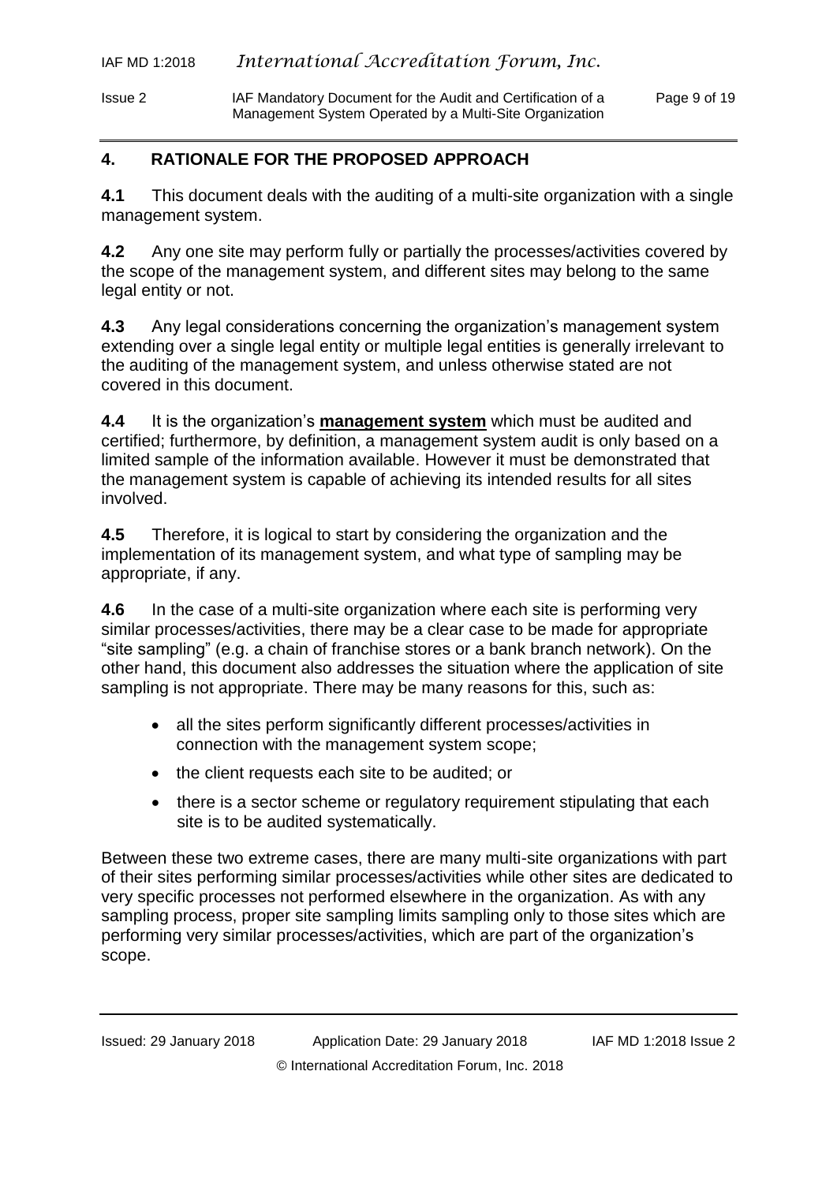## 4. RATIONALE FOR THE PROPOSED APPROACH

**4.1** This document deals with the auditing of a multi-site organization with a single management system.

**4.2** Any one site may perform fully or partially the processes/activities covered by the scope of the management system, and different sites may belong to the same legal entity or not.

**4.3** Any legal considerations concerning the organization's management system extending over a single legal entity or multiple legal entities is generally irrelevant to the auditing of the management system, and unless otherwise stated are not covered in this document.

**4.4** It is the organization's **management system** which must be audited and certified; furthermore, by definition, a management system audit is only based on a limited sample of the information available. However it must be demonstrated that the management system is capable of achieving its intended results for all sites involved.

**4.5** Therefore, it is logical to start by considering the organization and the implementation of its management system, and what type of sampling may be appropriate, if any.

**4.6** In the case of a multi-site organization where each site is performing very similar processes/activities, there may be a clear case to be made for appropriate "site sampling" (e.g. a chain of franchise stores or a bank branch network). On the other hand, this document also addresses the situation where the application of site sampling is not appropriate. There may be many reasons for this, such as:

- all the sites perform significantly different processes/activities in connection with the management system scope;
- the client requests each site to be audited; or
- there is a sector scheme or regulatory requirement stipulating that each site is to be audited systematically.

Between these two extreme cases, there are many multi-site organizations with part of their sites performing similar processes/activities while other sites are dedicated to very specific processes not performed elsewhere in the organization. As with any sampling process, proper site sampling limits sampling only to those sites which are performing very similar processes/activities, which are part of the organization's scope.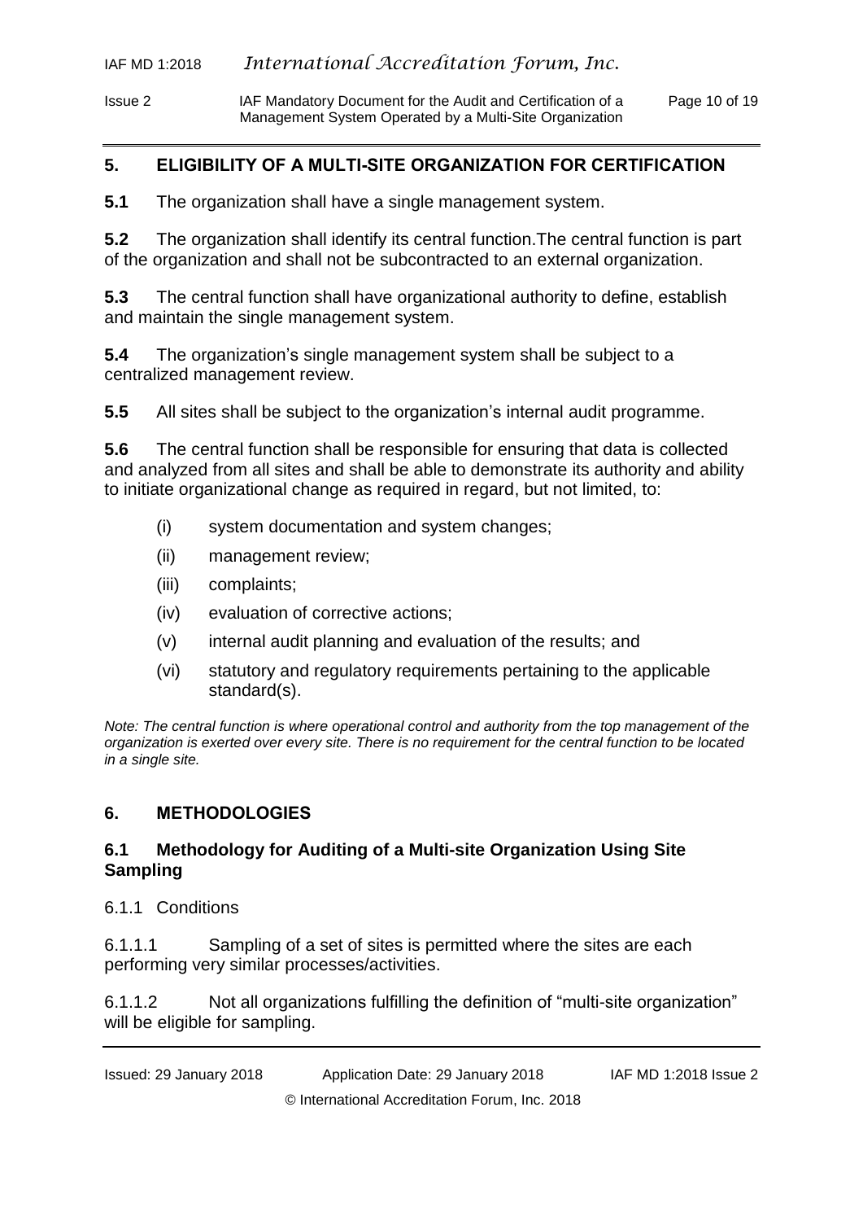## 5. ELIGIBILITY OF A MULTI-SITE ORGANIZATION FOR CERTIFICATION

**5.1** The organization shall have a single management system.

**5.2** The organization shall identify its central function.The central function is part of the organization and shall not be subcontracted to an external organization.

**5.3** The central function shall have organizational authority to define, establish and maintain the single management system.

**5.4** The organization's single management system shall be subject to a centralized management review.

**5.5** All sites shall be subject to the organization's internal audit programme.

**5.6** The central function shall be responsible for ensuring that data is collected and analyzed from all sites and shall be able to demonstrate its authority and ability to initiate organizational change as required in regard, but not limited, to:

- (i) system documentation and system changes;
- (ii) management review;
- (iii) complaints;
- (iv) evaluation of corrective actions;
- (v) internal audit planning and evaluation of the results; and
- (vi) statutory and regulatory requirements pertaining to the applicable standard(s).

*Note: The central function is where operational control and authority from the top management of the organization is exerted over every site. There is no requirement for the central function to be located in a single site.*

## 6. METHODOLOGIES

### 6.1 Methodology for Auditing of a Multi-site Organization Using Site Sampling

6.1.1 Conditions

6.1.1.1 Sampling of a set of sites is permitted where the sites are each performing very similar processes/activities.

6.1.1.2 Not all organizations fulfilling the definition of "multi-site organization" will be eligible for sampling.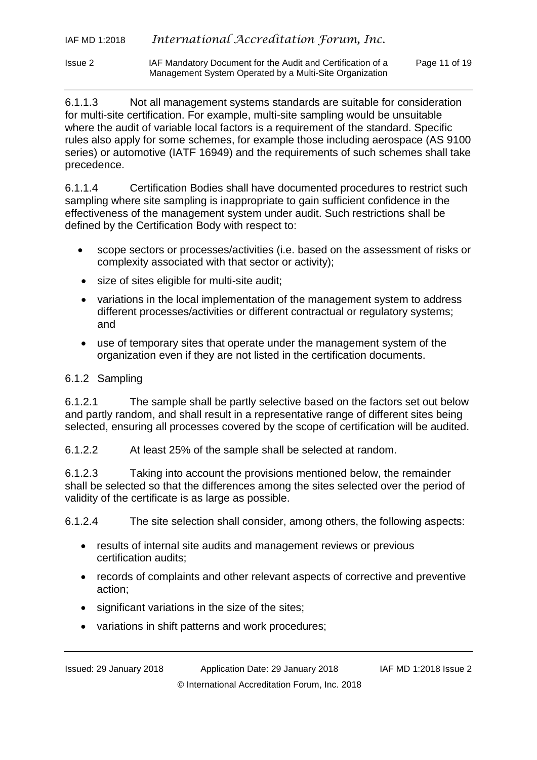6.1.1.3 Not all management systems standards are suitable for consideration for multi-site certification. For example, multi-site sampling would be unsuitable where the audit of variable local factors is a requirement of the standard. Specific rules also apply for some schemes, for example those including aerospace (AS 9100 series) or automotive (IATF 16949) and the requirements of such schemes shall take precedence.

6.1.1.4 Certification Bodies shall have documented procedures to restrict such sampling where site sampling is inappropriate to gain sufficient confidence in the effectiveness of the management system under audit. Such restrictions shall be defined by the Certification Body with respect to:

- scope sectors or processes/activities (i.e. based on the assessment of risks or complexity associated with that sector or activity);
- size of sites eligible for multi-site audit;
- variations in the local implementation of the management system to address different processes/activities or different contractual or regulatory systems; and
- use of temporary sites that operate under the management system of the organization even if they are not listed in the certification documents.

### 6.1.2 Sampling

6.1.2.1 The sample shall be partly selective based on the factors set out below and partly random, and shall result in a representative range of different sites being selected, ensuring all processes covered by the scope of certification will be audited.

6.1.2.2 At least 25% of the sample shall be selected at random.

6.1.2.3 Taking into account the provisions mentioned below, the remainder shall be selected so that the differences among the sites selected over the period of validity of the certificate is as large as possible.

6.1.2.4 The site selection shall consider, among others, the following aspects:

- results of internal site audits and management reviews or previous certification audits;
- records of complaints and other relevant aspects of corrective and preventive action;
- significant variations in the size of the sites;
- variations in shift patterns and work procedures;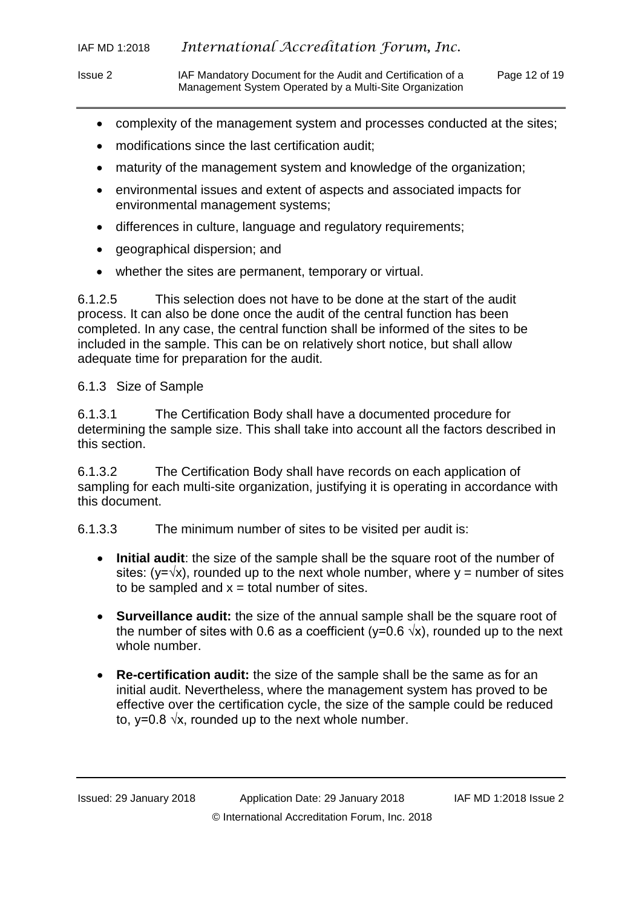- complexity of the management system and processes conducted at the sites;
- modifications since the last certification audit;
- maturity of the management system and knowledge of the organization;
- environmental issues and extent of aspects and associated impacts for environmental management systems;
- differences in culture, language and regulatory requirements;
- geographical dispersion; and
- whether the sites are permanent, temporary or virtual.

6.1.2.5 This selection does not have to be done at the start of the audit process. It can also be done once the audit of the central function has been completed. In any case, the central function shall be informed of the sites to be included in the sample. This can be on relatively short notice, but shall allow adequate time for preparation for the audit.

6.1.3 Size of Sample

6.1.3.1 The Certification Body shall have a documented procedure for determining the sample size. This shall take into account all the factors described in this section.

6.1.3.2 The Certification Body shall have records on each application of sampling for each multi-site organization, justifying it is operating in accordance with this document.

6.1.3.3 The minimum number of sites to be visited per audit is:

- **Initial audit**: the size of the sample shall be the square root of the number of sites: ($y=\sqrt{x}$), rounded up to the next whole number, where $y$ = number of sites to be sampled and $x$ = total number of sites.
- **Surveillance audit:** the size of the annual sample shall be the square root of the number of sites with 0.6 as a coefficient ($y=0.6\sqrt{x}$), rounded up to the next whole number.
- **Re-certification audit:** the size of the sample shall be the same as for an initial audit. Nevertheless, where the management system has proved to be effective over the certification cycle, the size of the sample could be reduced to, $y=0.8\sqrt{x}$, rounded up to the next whole number.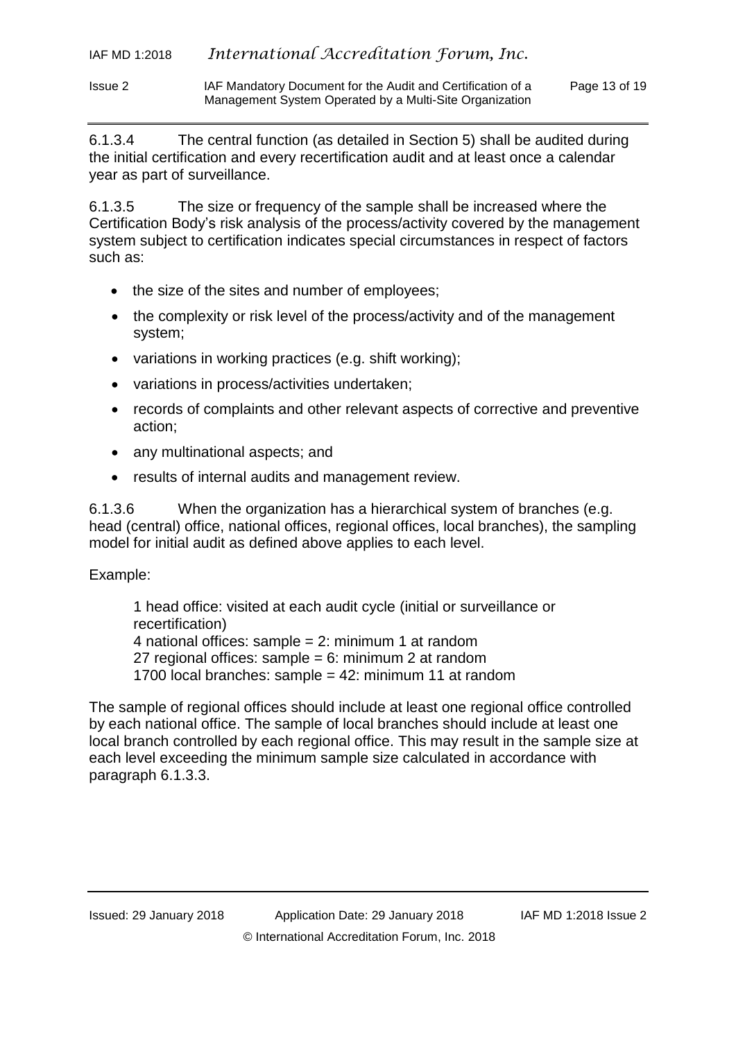6.1.3.4 The central function (as detailed in Section 5) shall be audited during the initial certification and every recertification audit and at least once a calendar year as part of surveillance.

6.1.3.5 The size or frequency of the sample shall be increased where the Certification Body's risk analysis of the process/activity covered by the management system subject to certification indicates special circumstances in respect of factors such as:

- the size of the sites and number of employees;
- the complexity or risk level of the process/activity and of the management system;
- variations in working practices (e.g. shift working);
- variations in process/activities undertaken;
- records of complaints and other relevant aspects of corrective and preventive action;
- any multinational aspects; and
- results of internal audits and management review.

6.1.3.6 When the organization has a hierarchical system of branches (e.g. head (central) office, national offices, regional offices, local branches), the sampling model for initial audit as defined above applies to each level.

Example:

1 head office: visited at each audit cycle (initial or surveillance or recertification)
4 national offices: sample = 2: minimum 1 at random
27 regional offices: sample = 6: minimum 2 at random
1700 local branches: sample = 42: minimum 11 at random

The sample of regional offices should include at least one regional office controlled by each national office. The sample of local branches should include at least one local branch controlled by each regional office. This may result in the sample size at each level exceeding the minimum sample size calculated in accordance with paragraph 6.1.3.3.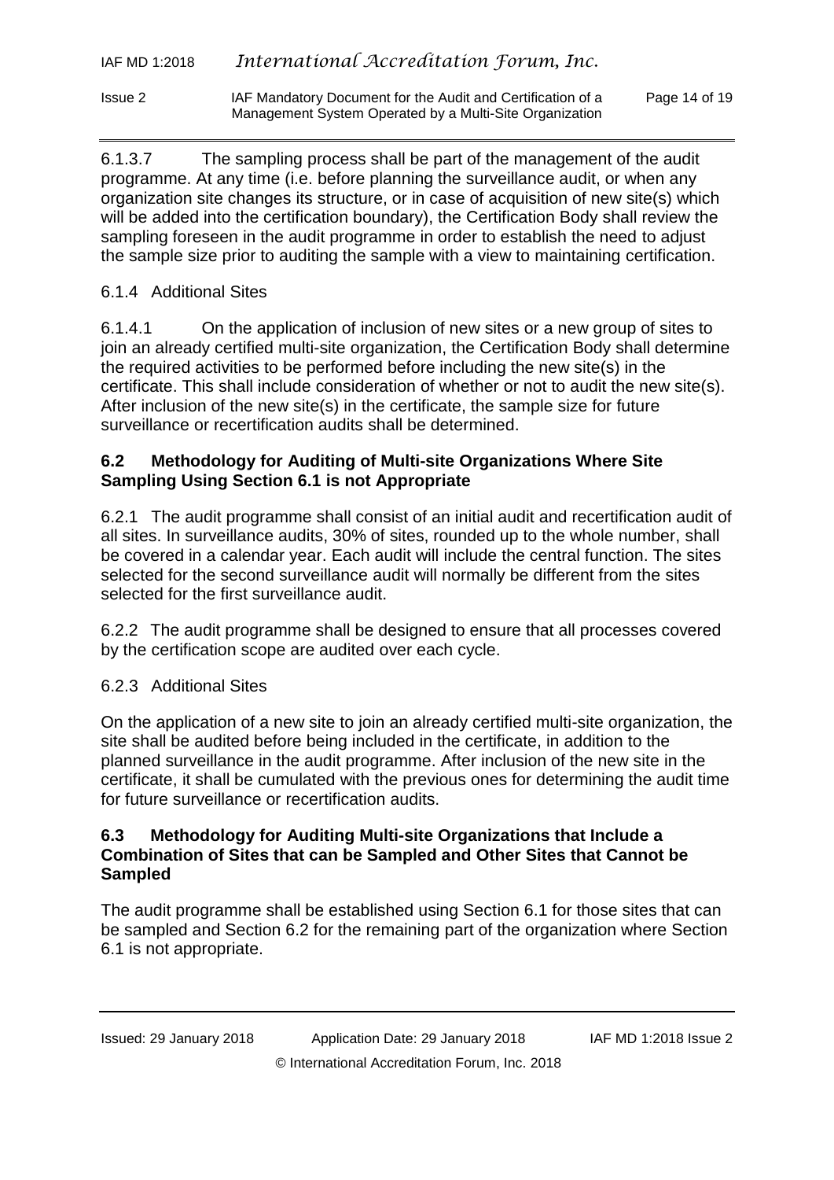6.1.3.7 The sampling process shall be part of the management of the audit programme. At any time (i.e. before planning the surveillance audit, or when any organization site changes its structure, or in case of acquisition of new site(s) which will be added into the certification boundary), the Certification Body shall review the sampling foreseen in the audit programme in order to establish the need to adjust the sample size prior to auditing the sample with a view to maintaining certification.

6.1.4 Additional Sites

6.1.4.1 On the application of inclusion of new sites or a new group of sites to join an already certified multi-site organization, the Certification Body shall determine the required activities to be performed before including the new site(s) in the certificate. This shall include consideration of whether or not to audit the new site(s). After inclusion of the new site(s) in the certificate, the sample size for future surveillance or recertification audits shall be determined.

### 6.2 Methodology for Auditing of Multi-site Organizations Where Site Sampling Using Section 6.1 is not Appropriate

6.2.1 The audit programme shall consist of an initial audit and recertification audit of all sites. In surveillance audits, 30% of sites, rounded up to the whole number, shall be covered in a calendar year. Each audit will include the central function. The sites selected for the second surveillance audit will normally be different from the sites selected for the first surveillance audit.

6.2.2 The audit programme shall be designed to ensure that all processes covered by the certification scope are audited over each cycle.

6.2.3 Additional Sites

On the application of a new site to join an already certified multi-site organization, the site shall be audited before being included in the certificate, in addition to the planned surveillance in the audit programme. After inclusion of the new site in the certificate, it shall be cumulated with the previous ones for determining the audit time for future surveillance or recertification audits.

### 6.3 Methodology for Auditing Multi-site Organizations that Include a Combination of Sites that can be Sampled and Other Sites that Cannot be Sampled

The audit programme shall be established using Section 6.1 for those sites that can be sampled and Section 6.2 for the remaining part of the organization where Section 6.1 is not appropriate.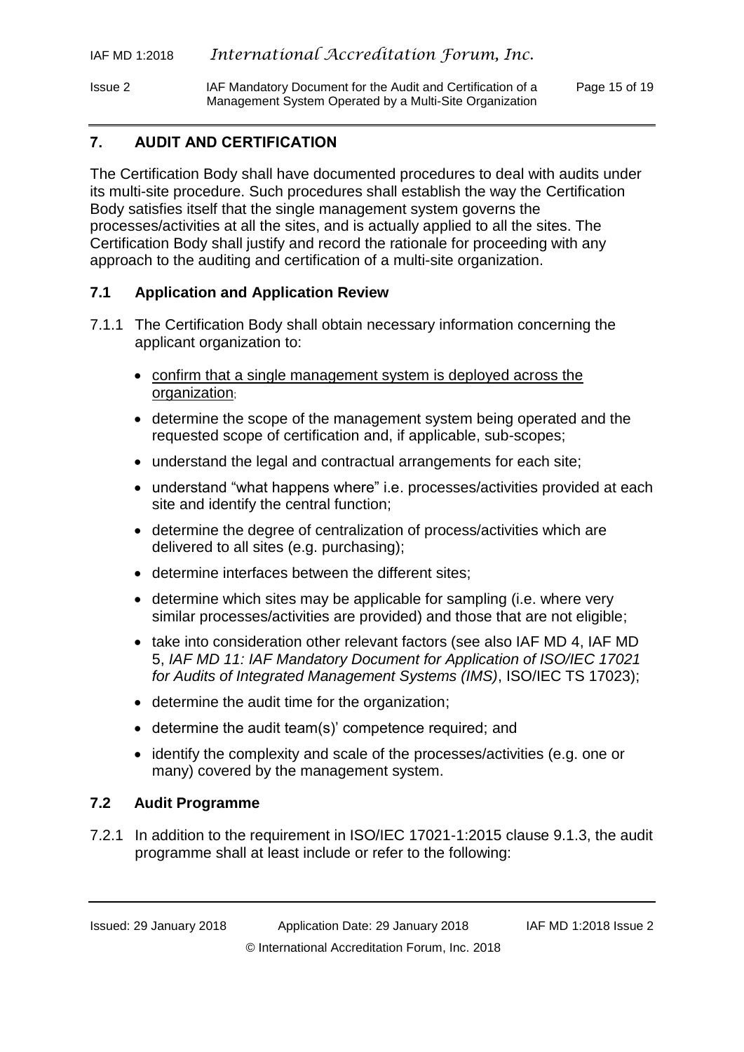## 7. AUDIT AND CERTIFICATION

The Certification Body shall have documented procedures to deal with audits under its multi-site procedure. Such procedures shall establish the way the Certification Body satisfies itself that the single management system governs the processes/activities at all the sites, and is actually applied to all the sites. The Certification Body shall justify and record the rationale for proceeding with any approach to the auditing and certification of a multi-site organization.

### 7.1 Application and Application Review

7.1.1 The Certification Body shall obtain necessary information concerning the applicant organization to:

- confirm that a single management system is deployed across the organization;
- determine the scope of the management system being operated and the requested scope of certification and, if applicable, sub-scopes;
- understand the legal and contractual arrangements for each site;
- understand "what happens where" i.e. processes/activities provided at each site and identify the central function;
- determine the degree of centralization of process/activities which are delivered to all sites (e.g. purchasing);
- determine interfaces between the different sites;
- determine which sites may be applicable for sampling (i.e. where very similar processes/activities are provided) and those that are not eligible;
- take into consideration other relevant factors (see also IAF MD 4, IAF MD 5, *IAF MD 11: IAF Mandatory Document for Application of ISO/IEC 17021 for Audits of Integrated Management Systems (IMS)*, ISO/IEC TS 17023);
- determine the audit time for the organization;
- determine the audit team(s)' competence required; and
- identify the complexity and scale of the processes/activities (e.g. one or many) covered by the management system.

### 7.2 Audit Programme

7.2.1 In addition to the requirement in ISO/IEC 17021-1:2015 clause 9.1.3, the audit programme shall at least include or refer to the following: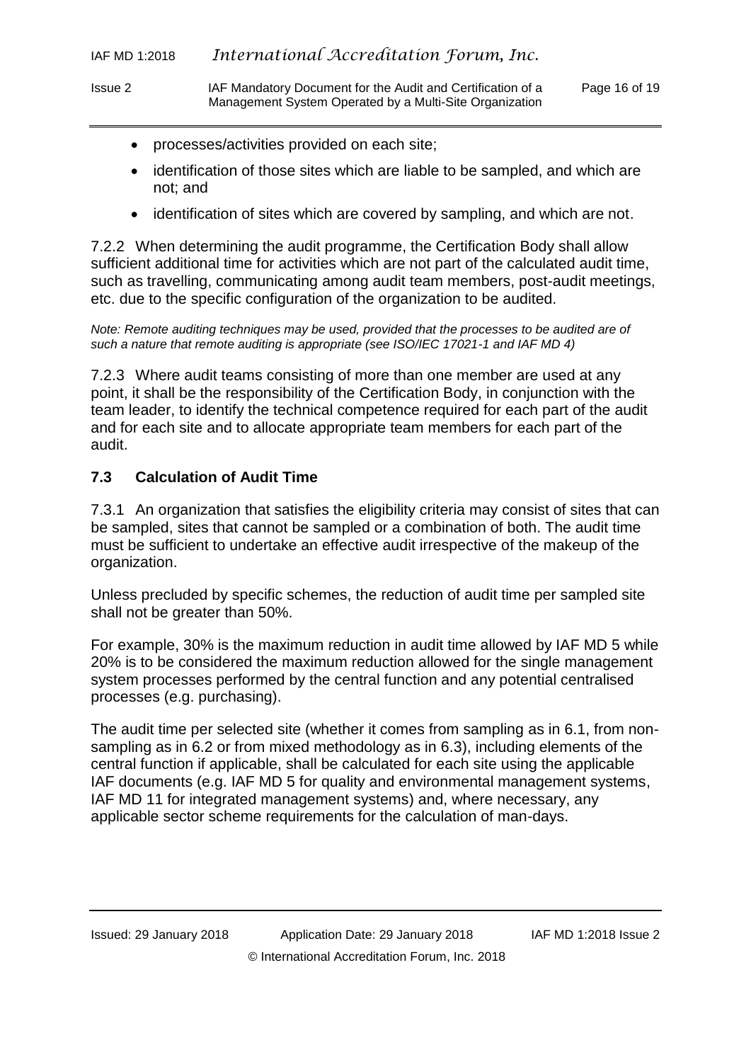- processes/activities provided on each site;
- identification of those sites which are liable to be sampled, and which are not; and
- identification of sites which are covered by sampling, and which are not.

7.2.2 When determining the audit programme, the Certification Body shall allow sufficient additional time for activities which are not part of the calculated audit time, such as travelling, communicating among audit team members, post-audit meetings, etc. due to the specific configuration of the organization to be audited.

*Note: Remote auditing techniques may be used, provided that the processes to be audited are of such a nature that remote auditing is appropriate (see ISO/IEC 17021-1 and IAF MD 4)*

7.2.3 Where audit teams consisting of more than one member are used at any point, it shall be the responsibility of the Certification Body, in conjunction with the team leader, to identify the technical competence required for each part of the audit and for each site and to allocate appropriate team members for each part of the audit.

### 7.3 Calculation of Audit Time

7.3.1 An organization that satisfies the eligibility criteria may consist of sites that can be sampled, sites that cannot be sampled or a combination of both. The audit time must be sufficient to undertake an effective audit irrespective of the makeup of the organization.

Unless precluded by specific schemes, the reduction of audit time per sampled site shall not be greater than 50%.

For example, 30% is the maximum reduction in audit time allowed by IAF MD 5 while 20% is to be considered the maximum reduction allowed for the single management system processes performed by the central function and any potential centralised processes (e.g. purchasing).

The audit time per selected site (whether it comes from sampling as in 6.1, from non-sampling as in 6.2 or from mixed methodology as in 6.3), including elements of the central function if applicable, shall be calculated for each site using the applicable IAF documents (e.g. IAF MD 5 for quality and environmental management systems, IAF MD 11 for integrated management systems) and, where necessary, any applicable sector scheme requirements for the calculation of man-days.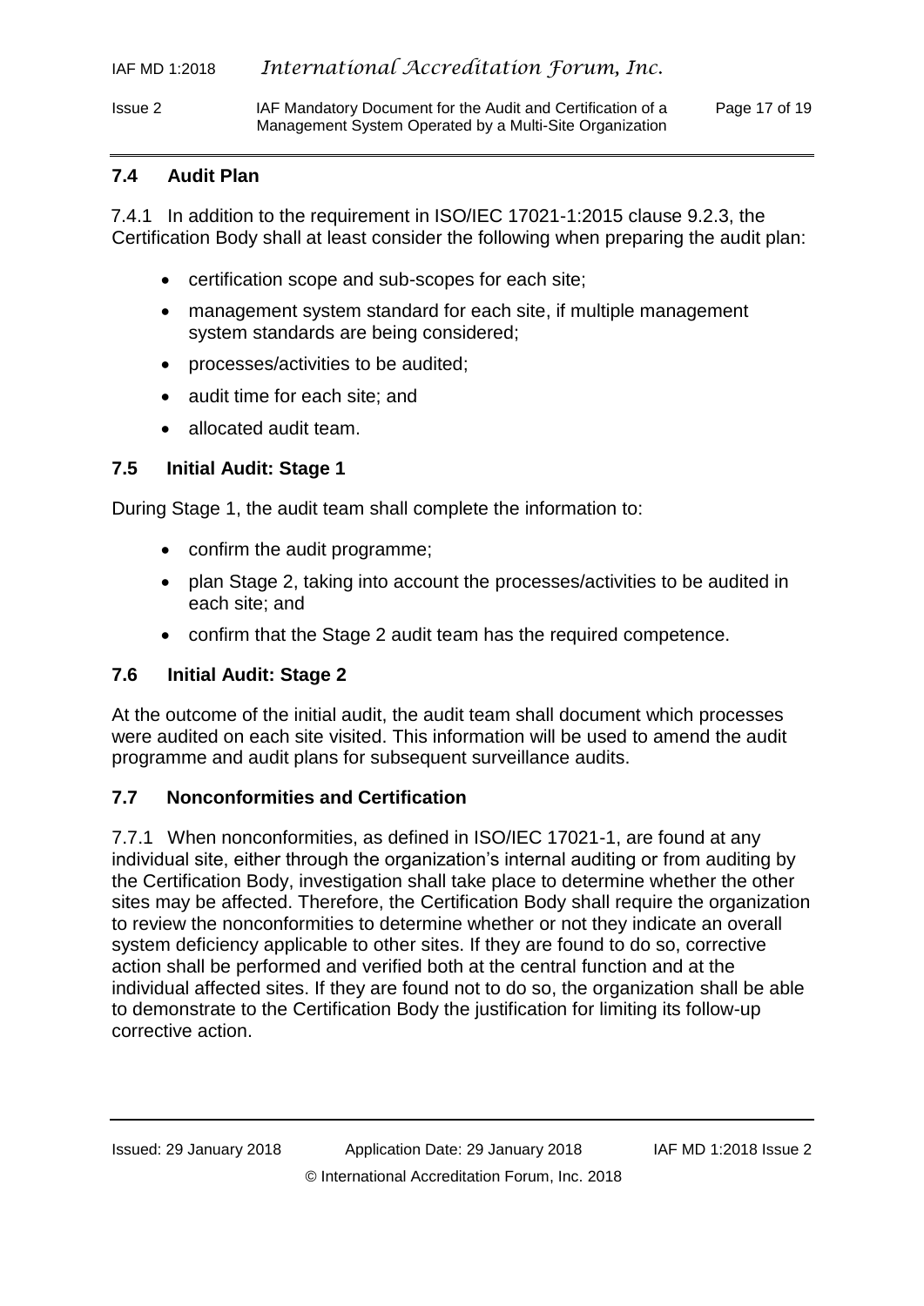### 7.4 Audit Plan

7.4.1 In addition to the requirement in ISO/IEC 17021-1:2015 clause 9.2.3, the Certification Body shall at least consider the following when preparing the audit plan:

- certification scope and sub-scopes for each site;
- management system standard for each site, if multiple management system standards are being considered;
- processes/activities to be audited;
- audit time for each site; and
- allocated audit team.

### 7.5 Initial Audit: Stage 1

During Stage 1, the audit team shall complete the information to:

- confirm the audit programme;
- plan Stage 2, taking into account the processes/activities to be audited in each site; and
- confirm that the Stage 2 audit team has the required competence.

### 7.6 Initial Audit: Stage 2

At the outcome of the initial audit, the audit team shall document which processes were audited on each site visited. This information will be used to amend the audit programme and audit plans for subsequent surveillance audits.

### 7.7 Nonconformities and Certification

7.7.1 When nonconformities, as defined in ISO/IEC 17021-1, are found at any individual site, either through the organization's internal auditing or from auditing by the Certification Body, investigation shall take place to determine whether the other sites may be affected. Therefore, the Certification Body shall require the organization to review the nonconformities to determine whether or not they indicate an overall system deficiency applicable to other sites. If they are found to do so, corrective action shall be performed and verified both at the central function and at the individual affected sites. If they are found not to do so, the organization shall be able to demonstrate to the Certification Body the justification for limiting its follow-up corrective action.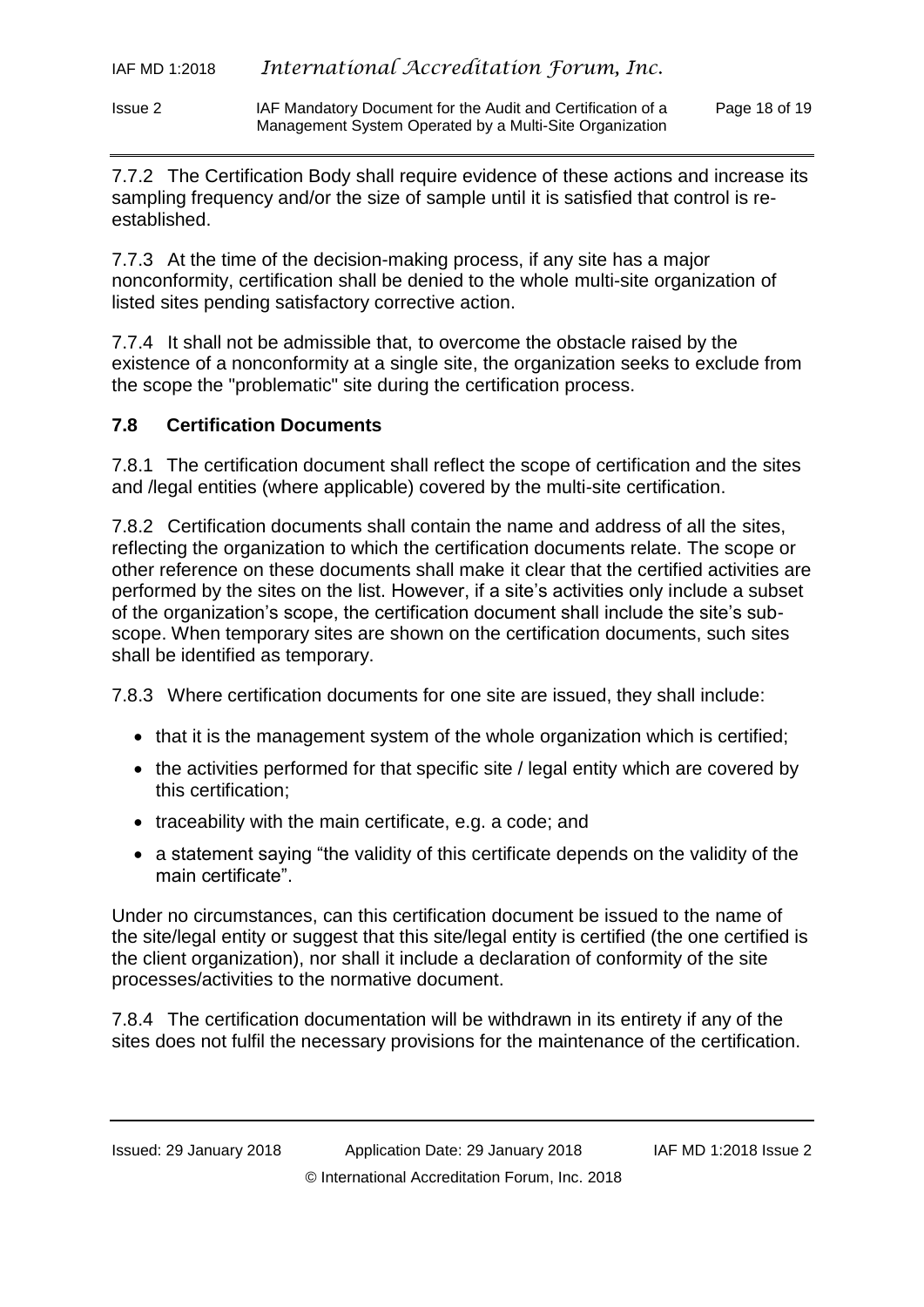7.7.2 The Certification Body shall require evidence of these actions and increase its sampling frequency and/or the size of sample until it is satisfied that control is re-established.

7.7.3 At the time of the decision-making process, if any site has a major nonconformity, certification shall be denied to the whole multi-site organization of listed sites pending satisfactory corrective action.

7.7.4 It shall not be admissible that, to overcome the obstacle raised by the existence of a nonconformity at a single site, the organization seeks to exclude from the scope the "problematic" site during the certification process.

### 7.8 Certification Documents

7.8.1 The certification document shall reflect the scope of certification and the sites and /legal entities (where applicable) covered by the multi-site certification.

7.8.2 Certification documents shall contain the name and address of all the sites, reflecting the organization to which the certification documents relate. The scope or other reference on these documents shall make it clear that the certified activities are performed by the sites on the list. However, if a site's activities only include a subset of the organization's scope, the certification document shall include the site's sub-scope. When temporary sites are shown on the certification documents, such sites shall be identified as temporary.

7.8.3 Where certification documents for one site are issued, they shall include:

- that it is the management system of the whole organization which is certified;
- the activities performed for that specific site / legal entity which are covered by this certification;
- traceability with the main certificate, e.g. a code; and
- a statement saying "the validity of this certificate depends on the validity of the main certificate".

Under no circumstances, can this certification document be issued to the name of the site/legal entity or suggest that this site/legal entity is certified (the one certified is the client organization), nor shall it include a declaration of conformity of the site processes/activities to the normative document.

7.8.4 The certification documentation will be withdrawn in its entirety if any of the sites does not fulfil the necessary provisions for the maintenance of the certification.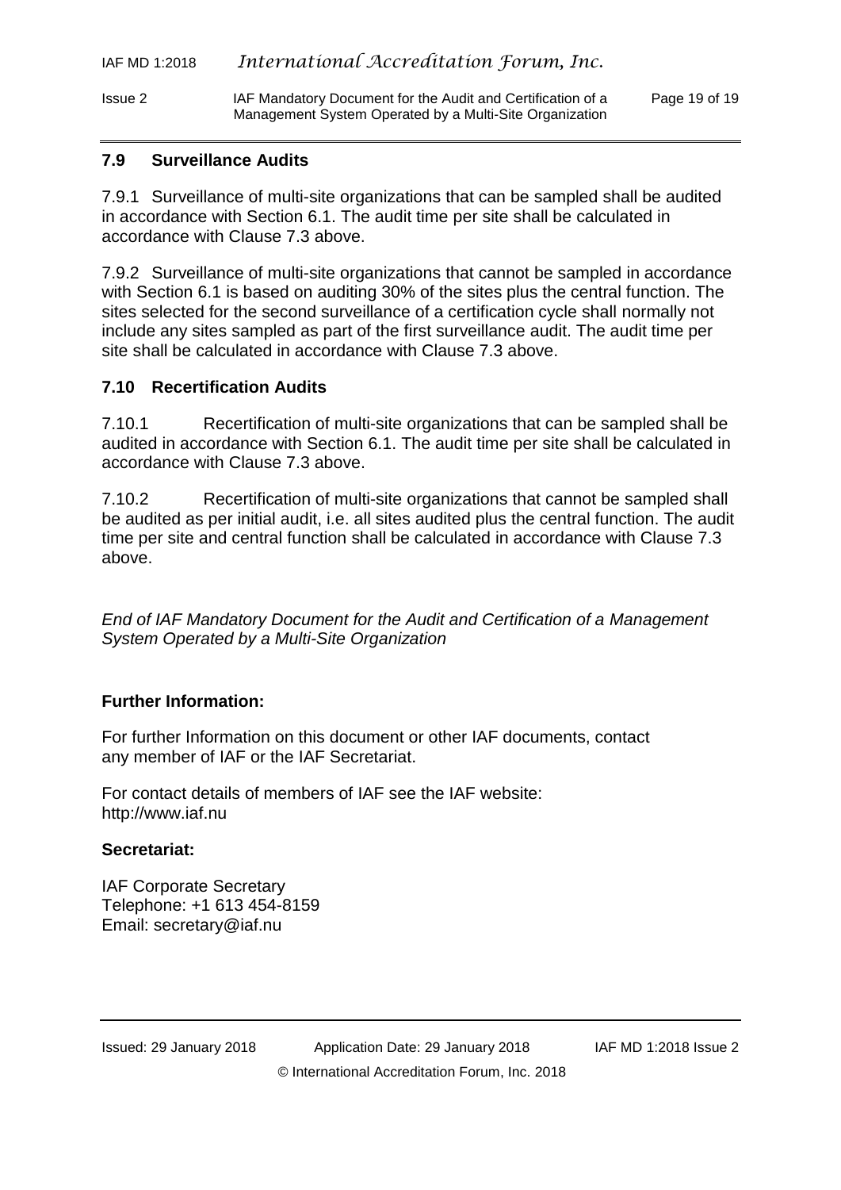## 7.9 Surveillance Audits

7.9.1 Surveillance of multi-site organizations that can be sampled shall be audited in accordance with Section 6.1. The audit time per site shall be calculated in accordance with Clause 7.3 above.

7.9.2 Surveillance of multi-site organizations that cannot be sampled in accordance with Section 6.1 is based on auditing 30% of the sites plus the central function. The sites selected for the second surveillance of a certification cycle shall normally not include any sites sampled as part of the first surveillance audit. The audit time per site shall be calculated in accordance with Clause 7.3 above.

## 7.10 Recertification Audits

7.10.1 Recertification of multi-site organizations that can be sampled shall be audited in accordance with Section 6.1. The audit time per site shall be calculated in accordance with Clause 7.3 above.

7.10.2 Recertification of multi-site organizations that cannot be sampled shall be audited as per initial audit, i.e. all sites audited plus the central function. The audit time per site and central function shall be calculated in accordance with Clause 7.3 above.

*End of IAF Mandatory Document for the Audit and Certification of a Management System Operated by a Multi-Site Organization*

**Further Information:**

For further Information on this document or other IAF documents, contact any member of IAF or the IAF Secretariat.

For contact details of members of IAF see the IAF website: http://www.iaf.nu

**Secretariat:**

IAF Corporate Secretary
Telephone: +1 613 454-8159
Email: secretary@iaf.nu